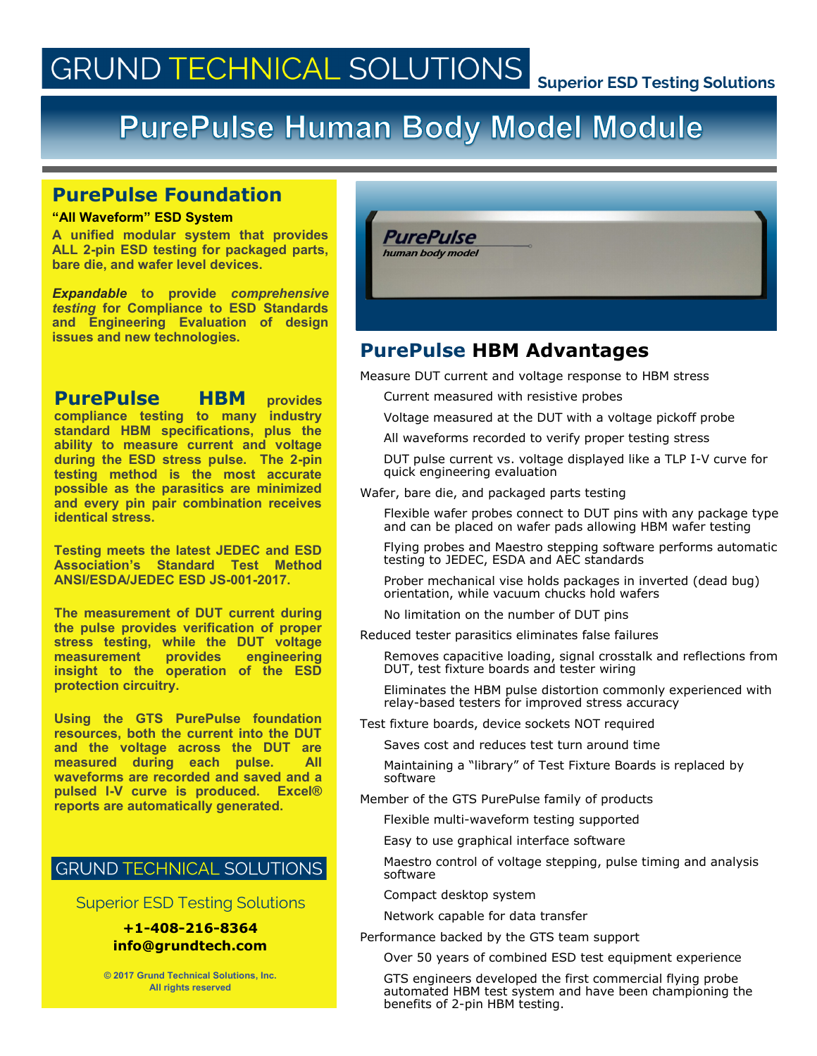# GRUND TECHNICAL SOLUTIONS

**Superior ESD Testing Solutions**

# PurePulse Human Body Model Module

## PurePulse Foundation

**"All Waveform" ESD System**

**A unified modular system that provides ALL 2-pin ESD testing for packaged parts, bare die, and wafer level devices.**

***Expandable* to provide *comprehensive testing* for Compliance to ESD Standards and Engineering Evaluation of design issues and new technologies.**

**PurePulse HBM provides compliance testing to many industry standard HBM specifications, plus the ability to measure current and voltage during the ESD stress pulse. The 2-pin testing method is the most accurate possible as the parasitics are minimized and every pin pair combination receives identical stress.**

**Testing meets the latest JEDEC and ESD Association's Standard Test Method ANSI/ESDA/JEDEC ESD JS-001-2017.**

**The measurement of DUT current during the pulse provides verification of proper stress testing, while the DUT voltage measurement provides engineering insight to the operation of the ESD protection circuitry.**

**Using the GTS PurePulse foundation resources, both the current into the DUT and the voltage across the DUT are measured during each pulse. All waveforms are recorded and saved and a pulsed I-V curve is produced. Excel® reports are automatically generated.**

GRUND TECHNICAL SOLUTIONS

Superior ESD Testing Solutions

**+1-408-216-8364**
**info@grundtech.com**

© 2017 Grund Technical Solutions, Inc.
All rights reserved

## PurePulse HBM Advantages

Measure DUT current and voltage response to HBM stress

- Current measured with resistive probes
- Voltage measured at the DUT with a voltage pickoff probe
- All waveforms recorded to verify proper testing stress
- DUT pulse current vs. voltage displayed like a TLP I-V curve for quick engineering evaluation

Wafer, bare die, and packaged parts testing

- Flexible wafer probes connect to DUT pins with any package type and can be placed on wafer pads allowing HBM wafer testing
- Flying probes and Maestro stepping software performs automatic testing to JEDEC, ESDA and AEC standards
- Prober mechanical vise holds packages in inverted (dead bug) orientation, while vacuum chucks hold wafers
- No limitation on the number of DUT pins

Reduced tester parasitics eliminates false failures

- Removes capacitive loading, signal crosstalk and reflections from DUT, test fixture boards and tester wiring
- Eliminates the HBM pulse distortion commonly experienced with relay-based testers for improved stress accuracy

Test fixture boards, device sockets NOT required

- Saves cost and reduces test turn around time
- Maintaining a "library" of Test Fixture Boards is replaced by software

Member of the GTS PurePulse family of products

- Flexible multi-waveform testing supported
- Easy to use graphical interface software
- Maestro control of voltage stepping, pulse timing and analysis software
- Compact desktop system
- Network capable for data transfer

Performance backed by the GTS team support

- Over 50 years of combined ESD test equipment experience
- GTS engineers developed the first commercial flying probe automated HBM test system and have been championing the benefits of 2-pin HBM testing.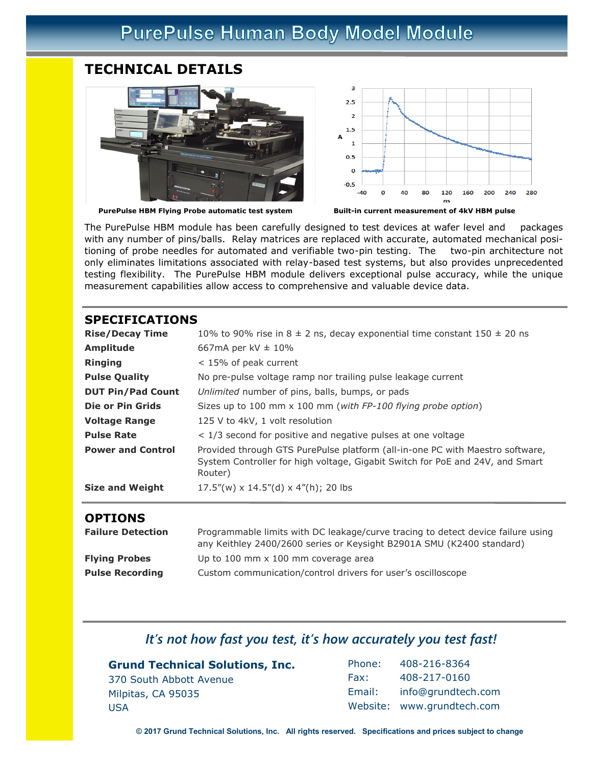# PurePulse Human Body Model Module

## TECHNICAL DETAILS

PurePulse HBM Flying Probe automatic test system

3
2.5
2
1.5
A
1
0.5
0
-0.5
-40 0 40 80 120 160 200 240 280
ns

Built-in current measurement of 4kV HBM pulse

The PurePulse HBM module has been carefully designed to test devices at wafer level and packages with any number of pins/balls. Relay matrices are replaced with accurate, automated mechanical positioning of probe needles for automated and verifiable two-pin testing. The two-pin architecture not only eliminates limitations associated with relay-based test systems, but also provides unprecedented testing flexibility. The PurePulse HBM module delivers exceptional pulse accuracy, while the unique measurement capabilities allow access to comprehensive and valuable device data.

## SPECIFICATIONS

| | |
|---|---|
| **Rise/Decay Time** | 10% to 90% rise in 8 ± 2 ns, decay exponential time constant 150 ± 20 ns |
| **Amplitude** | 667mA per kV ± 10% |
| **Ringing** | < 15% of peak current |
| **Pulse Quality** | No pre-pulse voltage ramp nor trailing pulse leakage current |
| **DUT Pin/Pad Count** | *Unlimited* number of pins, balls, bumps, or pads |
| **Die or Pin Grids** | Sizes up to 100 mm x 100 mm (*with FP-100 flying probe option*) |
| **Voltage Range** | 125 V to 4kV, 1 volt resolution |
| **Pulse Rate** | < 1/3 second for positive and negative pulses at one voltage |
| **Power and Control** | Provided through GTS PurePulse platform (all-in-one PC with Maestro software, System Controller for high voltage, Gigabit Switch for PoE and 24V, and Smart Router) |
| **Size and Weight** | 17.5"(w) x 14.5"(d) x 4"(h); 20 lbs |

## OPTIONS

| | |
|---|---|
| **Failure Detection** | Programmable limits with DC leakage/curve tracing to detect device failure using any Keithley 2400/2600 series or Keysight B2901A SMU (K2400 standard) |
| **Flying Probes** | Up to 100 mm x 100 mm coverage area |
| **Pulse Recording** | Custom communication/control drivers for user's oscilloscope |

*It's not how fast you test, it's how accurately you test fast!*

**Grund Technical Solutions, Inc.**
370 South Abbott Avenue
Milpitas, CA 95035
USA

Phone: 408-216-8364
Fax: 408-217-0160
Email: info@grundtech.com
Website: www.grundtech.com

**© 2017 Grund Technical Solutions, Inc. All rights reserved. Specifications and prices subject to change**